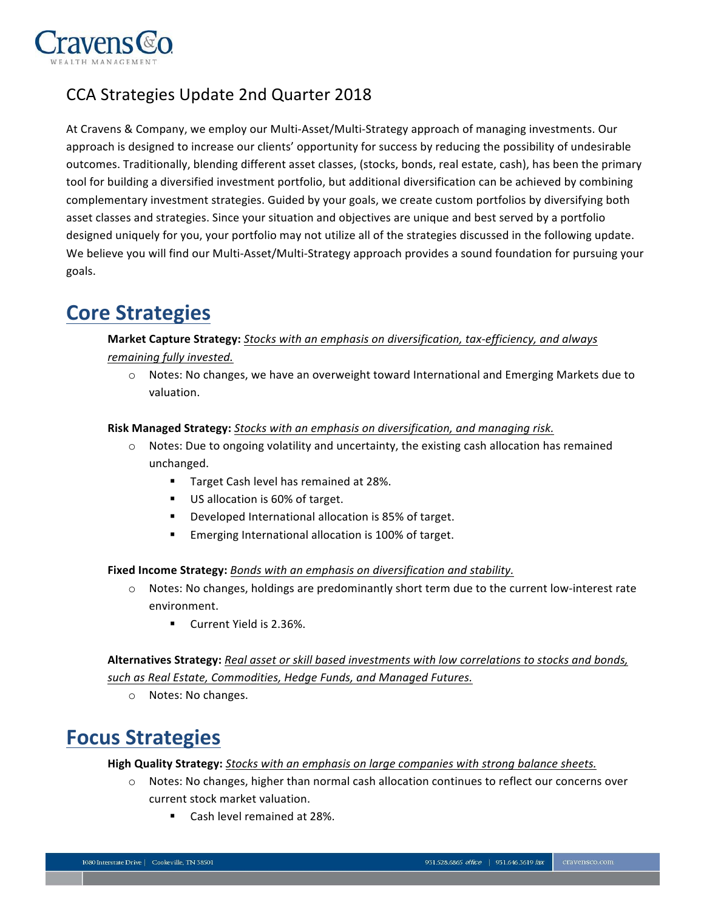# CCA Strategies Update 2nd Quarter 2018

At Cravens & Company, we employ our Multi-Asset/Multi-Strategy approach of managing investments. Our approach is designed to increase our clients' opportunity for success by reducing the possibility of undesirable outcomes. Traditionally, blending different asset classes, (stocks, bonds, real estate, cash), has been the primary tool for building a diversified investment portfolio, but additional diversification can be achieved by combining complementary investment strategies. Guided by your goals, we create custom portfolios by diversifying both asset classes and strategies. Since your situation and objectives are unique and best served by a portfolio designed uniquely for you, your portfolio may not utilize all of the strategies discussed in the following update. We believe you will find our Multi-Asset/Multi-Strategy approach provides a sound foundation for pursuing your goals.

## Core Strategies

**Market Capture Strategy:** *Stocks with an emphasis on diversification, tax-efficiency, and always remaining fully invested.*

- Notes: No changes, we have an overweight toward International and Emerging Markets due to valuation.

**Risk Managed Strategy:** *Stocks with an emphasis on diversification, and managing risk.*

- Notes: Due to ongoing volatility and uncertainty, the existing cash allocation has remained unchanged.
  - Target Cash level has remained at 28%.
  - US allocation is 60% of target.
  - Developed International allocation is 85% of target.
  - Emerging International allocation is 100% of target.

**Fixed Income Strategy:** *Bonds with an emphasis on diversification and stability.*

- Notes: No changes, holdings are predominantly short term due to the current low-interest rate environment.
  - Current Yield is 2.36%.

**Alternatives Strategy:** *Real asset or skill based investments with low correlations to stocks and bonds, such as Real Estate, Commodities, Hedge Funds, and Managed Futures.*

- Notes: No changes.

## Focus Strategies

**High Quality Strategy:** *Stocks with an emphasis on large companies with strong balance sheets.*

- Notes: No changes, higher than normal cash allocation continues to reflect our concerns over current stock market valuation.
  - Cash level remained at 28%.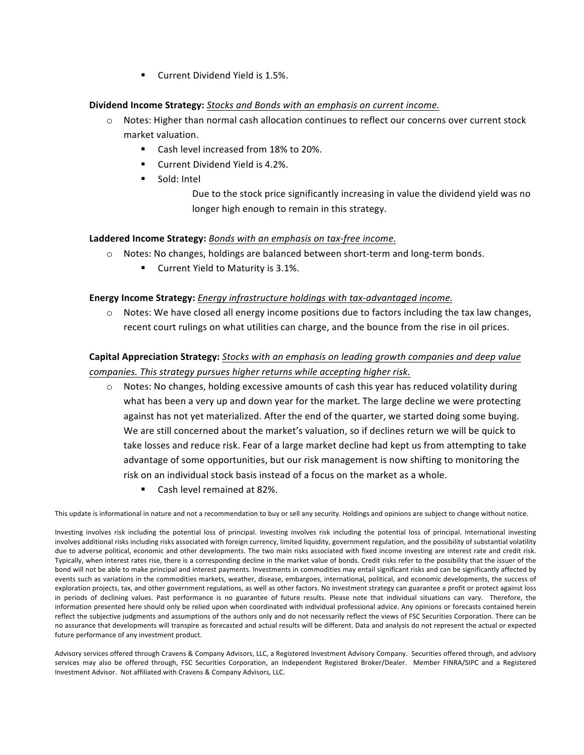- Current Dividend Yield is 1.5%.

**Dividend Income Strategy:** *Stocks and Bonds with an emphasis on current income.*

- Notes: Higher than normal cash allocation continues to reflect our concerns over current stock market valuation.
  - Cash level increased from 18% to 20%.
  - Current Dividend Yield is 4.2%.
  - Sold: Intel

    Due to the stock price significantly increasing in value the dividend yield was no longer high enough to remain in this strategy.

**Laddered Income Strategy:** *Bonds with an emphasis on tax-free income.*

- Notes: No changes, holdings are balanced between short-term and long-term bonds.
  - Current Yield to Maturity is 3.1%.

**Energy Income Strategy:** *Energy infrastructure holdings with tax-advantaged income.*

- Notes: We have closed all energy income positions due to factors including the tax law changes, recent court rulings on what utilities can charge, and the bounce from the rise in oil prices.

**Capital Appreciation Strategy:** *Stocks with an emphasis on leading growth companies and deep value companies. This strategy pursues higher returns while accepting higher risk.*

- Notes: No changes, holding excessive amounts of cash this year has reduced volatility during what has been a very up and down year for the market. The large decline we were protecting against has not yet materialized. After the end of the quarter, we started doing some buying. We are still concerned about the market's valuation, so if declines return we will be quick to take losses and reduce risk. Fear of a large market decline had kept us from attempting to take advantage of some opportunities, but our risk management is now shifting to monitoring the risk on an individual stock basis instead of a focus on the market as a whole.
  - Cash level remained at 82%.

This update is informational in nature and not a recommendation to buy or sell any security. Holdings and opinions are subject to change without notice.

Investing involves risk including the potential loss of principal. Investing involves risk including the potential loss of principal. International investing involves additional risks including risks associated with foreign currency, limited liquidity, government regulation, and the possibility of substantial volatility due to adverse political, economic and other developments. The two main risks associated with fixed income investing are interest rate and credit risk. Typically, when interest rates rise, there is a corresponding decline in the market value of bonds. Credit risks refer to the possibility that the issuer of the bond will not be able to make principal and interest payments. Investments in commodities may entail significant risks and can be significantly affected by events such as variations in the commodities markets, weather, disease, embargoes, international, political, and economic developments, the success of exploration projects, tax, and other government regulations, as well as other factors. No investment strategy can guarantee a profit or protect against loss in periods of declining values. Past performance is no guarantee of future results. Please note that individual situations can vary. Therefore, the information presented here should only be relied upon when coordinated with individual professional advice. Any opinions or forecasts contained herein reflect the subjective judgments and assumptions of the authors only and do not necessarily reflect the views of FSC Securities Corporation. There can be no assurance that developments will transpire as forecasted and actual results will be different. Data and analysis do not represent the actual or expected future performance of any investment product.

Advisory services offered through Cravens & Company Advisors, LLC, a Registered Investment Advisory Company. Securities offered through, and advisory services may also be offered through, FSC Securities Corporation, an Independent Registered Broker/Dealer. Member FINRA/SIPC and a Registered Investment Advisor. Not affiliated with Cravens & Company Advisors, LLC.